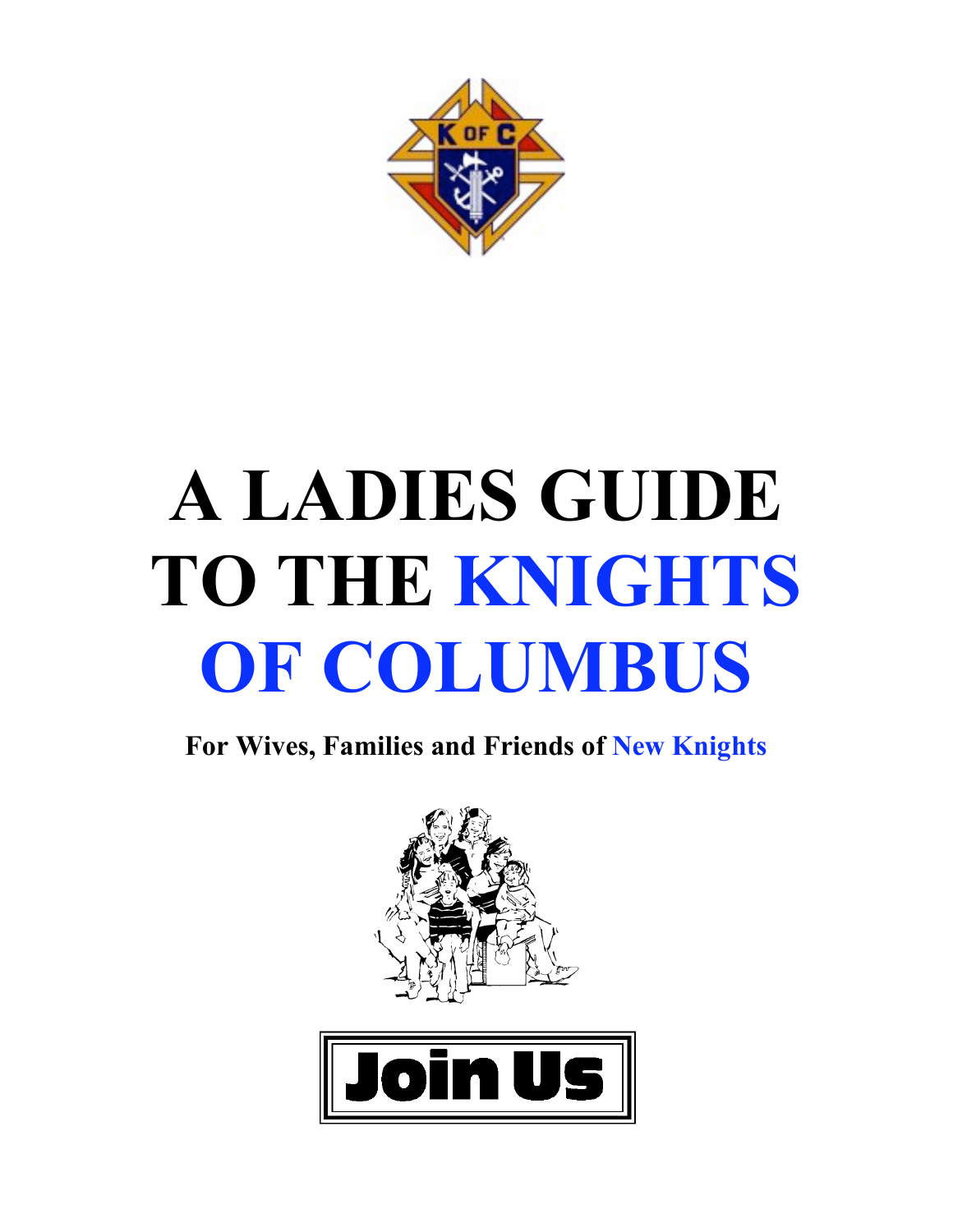# A LADIES GUIDE TO THE KNIGHTS OF COLUMBUS

**For Wives, Families and Friends of New Knights**

**Join Us**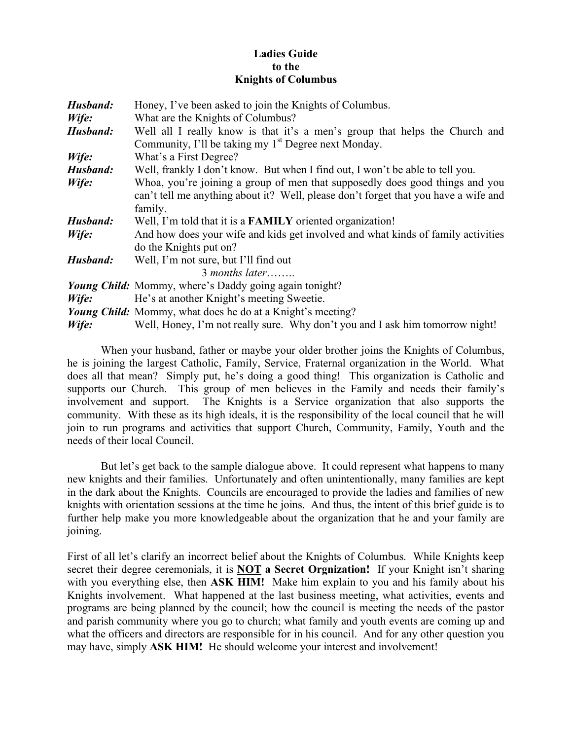**Ladies Guide**
**to the**
**Knights of Columbus**

***Husband:*** Honey, I've been asked to join the Knights of Columbus.

***Wife:*** What are the Knights of Columbus?

***Husband:*** Well all I really know is that it's a men's group that helps the Church and Community, I'll be taking my 1st Degree next Monday.

***Wife:*** What's a First Degree?

***Husband:*** Well, frankly I don't know. But when I find out, I won't be able to tell you.

***Wife:*** Whoa, you're joining a group of men that supposedly does good things and you can't tell me anything about it? Well, please don't forget that you have a wife and family.

***Husband:*** Well, I'm told that it is a **FAMILY** oriented organization!

***Wife:*** And how does your wife and kids get involved and what kinds of family activities do the Knights put on?

***Husband:*** Well, I'm not sure, but I'll find out

3 *months later……..*

***Young Child:*** Mommy, where's Daddy going again tonight?

***Wife:*** He's at another Knight's meeting Sweetie.

***Young Child:*** Mommy, what does he do at a Knight's meeting?

***Wife:*** Well, Honey, I'm not really sure. Why don't you and I ask him tomorrow night!

When your husband, father or maybe your older brother joins the Knights of Columbus, he is joining the largest Catholic, Family, Service, Fraternal organization in the World. What does all that mean? Simply put, he's doing a good thing! This organization is Catholic and supports our Church. This group of men believes in the Family and needs their family's involvement and support. The Knights is a Service organization that also supports the community. With these as its high ideals, it is the responsibility of the local council that he will join to run programs and activities that support Church, Community, Family, Youth and the needs of their local Council.

But let's get back to the sample dialogue above. It could represent what happens to many new knights and their families. Unfortunately and often unintentionally, many families are kept in the dark about the Knights. Councils are encouraged to provide the ladies and families of new knights with orientation sessions at the time he joins. And thus, the intent of this brief guide is to further help make you more knowledgeable about the organization that he and your family are joining.

First of all let's clarify an incorrect belief about the Knights of Columbus. While Knights keep secret their degree ceremonials, it is **NOT a Secret Orgnization!** If your Knight isn't sharing with you everything else, then **ASK HIM!** Make him explain to you and his family about his Knights involvement. What happened at the last business meeting, what activities, events and programs are being planned by the council; how the council is meeting the needs of the pastor and parish community where you go to church; what family and youth events are coming up and what the officers and directors are responsible for in his council. And for any other question you may have, simply **ASK HIM!** He should welcome your interest and involvement!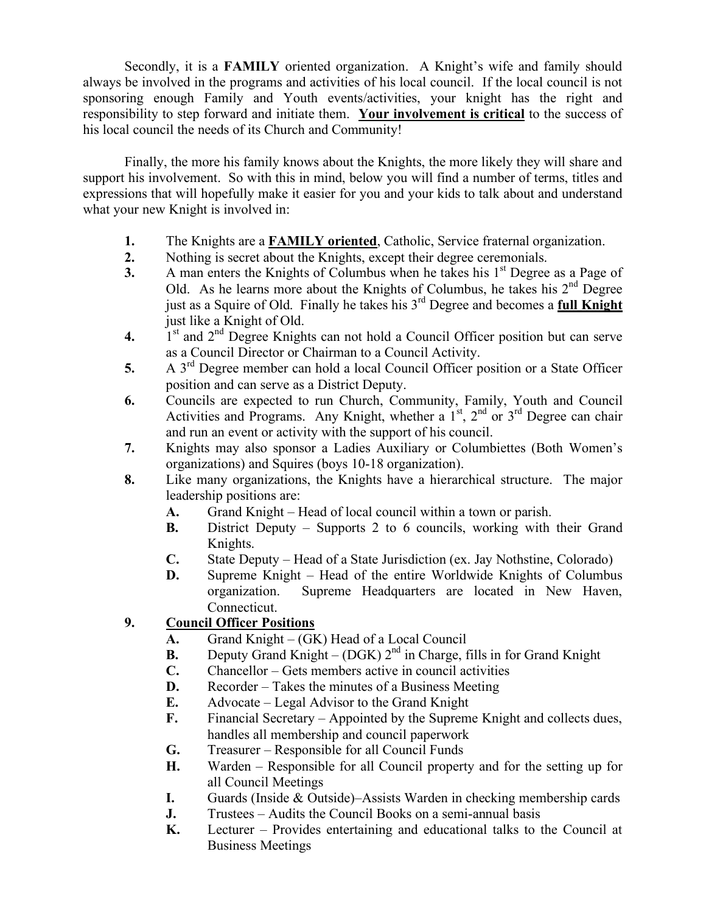Secondly, it is a **FAMILY** oriented organization. A Knight's wife and family should always be involved in the programs and activities of his local council. If the local council is not sponsoring enough Family and Youth events/activities, your knight has the right and responsibility to step forward and initiate them. **<u>Your involvement is critical</u>** to the success of his local council the needs of its Church and Community!

Finally, the more his family knows about the Knights, the more likely they will share and support his involvement. So with this in mind, below you will find a number of terms, titles and expressions that will hopefully make it easier for you and your kids to talk about and understand what your new Knight is involved in:

1. The Knights are a **<u>FAMILY oriented</u>**, Catholic, Service fraternal organization.
2. Nothing is secret about the Knights, except their degree ceremonials.
3. A man enters the Knights of Columbus when he takes his 1st Degree as a Page of Old. As he learns more about the Knights of Columbus, he takes his 2nd Degree just as a Squire of Old. Finally he takes his 3rd Degree and becomes a **<u>full Knight</u>** just like a Knight of Old.
4. 1st and 2nd Degree Knights can not hold a Council Officer position but can serve as a Council Director or Chairman to a Council Activity.
5. A 3rd Degree member can hold a local Council Officer position or a State Officer position and can serve as a District Deputy.
6. Councils are expected to run Church, Community, Family, Youth and Council Activities and Programs. Any Knight, whether a 1st, 2nd or 3rd Degree can chair and run an event or activity with the support of his council.
7. Knights may also sponsor a Ladies Auxiliary or Columbiettes (Both Women's organizations) and Squires (boys 10-18 organization).
8. Like many organizations, the Knights have a hierarchical structure. The major leadership positions are:
   - **A.** Grand Knight – Head of local council within a town or parish.
   - **B.** District Deputy – Supports 2 to 6 councils, working with their Grand Knights.
   - **C.** State Deputy – Head of a State Jurisdiction (ex. Jay Nothstine, Colorado)
   - **D.** Supreme Knight – Head of the entire Worldwide Knights of Columbus organization. Supreme Headquarters are located in New Haven, Connecticut.
9. **<u>Council Officer Positions</u>**
   - **A.** Grand Knight – (GK) Head of a Local Council
   - **B.** Deputy Grand Knight – (DGK) 2nd in Charge, fills in for Grand Knight
   - **C.** Chancellor – Gets members active in council activities
   - **D.** Recorder – Takes the minutes of a Business Meeting
   - **E.** Advocate – Legal Advisor to the Grand Knight
   - **F.** Financial Secretary – Appointed by the Supreme Knight and collects dues, handles all membership and council paperwork
   - **G.** Treasurer – Responsible for all Council Funds
   - **H.** Warden – Responsible for all Council property and for the setting up for all Council Meetings
   - **I.** Guards (Inside & Outside)–Assists Warden in checking membership cards
   - **J.** Trustees – Audits the Council Books on a semi-annual basis
   - **K.** Lecturer – Provides entertaining and educational talks to the Council at Business Meetings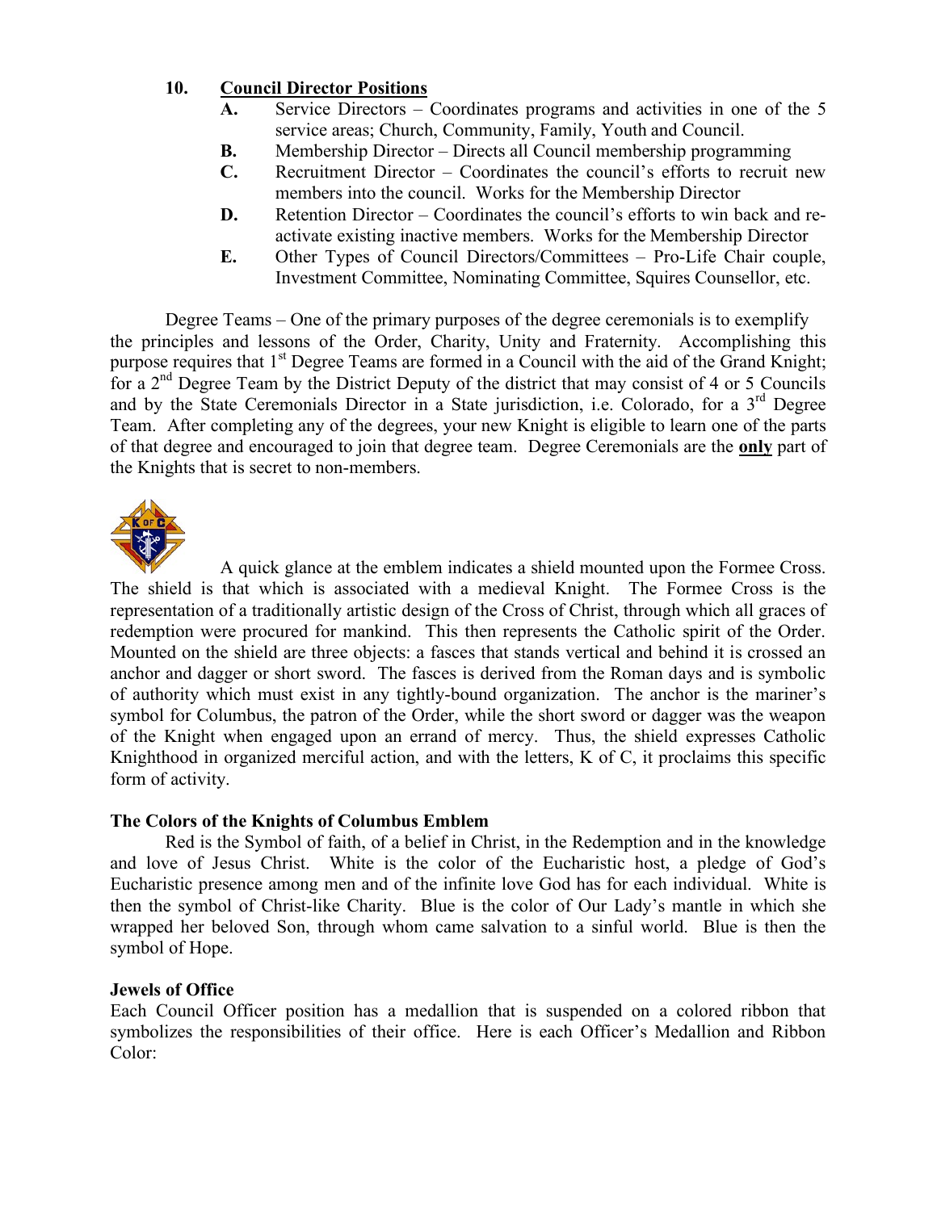## 10. Council Director Positions

- **A.** Service Directors – Coordinates programs and activities in one of the 5 service areas; Church, Community, Family, Youth and Council.
- **B.** Membership Director – Directs all Council membership programming
- **C.** Recruitment Director – Coordinates the council's efforts to recruit new members into the council. Works for the Membership Director
- **D.** Retention Director – Coordinates the council's efforts to win back and re-activate existing inactive members. Works for the Membership Director
- **E.** Other Types of Council Directors/Committees – Pro-Life Chair couple, Investment Committee, Nominating Committee, Squires Counsellor, etc.

Degree Teams – One of the primary purposes of the degree ceremonials is to exemplify the principles and lessons of the Order, Charity, Unity and Fraternity. Accomplishing this purpose requires that 1st Degree Teams are formed in a Council with the aid of the Grand Knight; for a 2nd Degree Team by the District Deputy of the district that may consist of 4 or 5 Councils and by the State Ceremonials Director in a State jurisdiction, i.e. Colorado, for a 3rd Degree Team. After completing any of the degrees, your new Knight is eligible to learn one of the parts of that degree and encouraged to join that degree team. Degree Ceremonials are the **only** part of the Knights that is secret to non-members.

A quick glance at the emblem indicates a shield mounted upon the Formee Cross. The shield is that which is associated with a medieval Knight. The Formee Cross is the representation of a traditionally artistic design of the Cross of Christ, through which all graces of redemption were procured for mankind. This then represents the Catholic spirit of the Order. Mounted on the shield are three objects: a fasces that stands vertical and behind it is crossed an anchor and dagger or short sword. The fasces is derived from the Roman days and is symbolic of authority which must exist in any tightly-bound organization. The anchor is the mariner's symbol for Columbus, the patron of the Order, while the short sword or dagger was the weapon of the Knight when engaged upon an errand of mercy. Thus, the shield expresses Catholic Knighthood in organized merciful action, and with the letters, K of C, it proclaims this specific form of activity.

### The Colors of the Knights of Columbus Emblem

Red is the Symbol of faith, of a belief in Christ, in the Redemption and in the knowledge and love of Jesus Christ. White is the color of the Eucharistic host, a pledge of God's Eucharistic presence among men and of the infinite love God has for each individual. White is then the symbol of Christ-like Charity. Blue is the color of Our Lady's mantle in which she wrapped her beloved Son, through whom came salvation to a sinful world. Blue is then the symbol of Hope.

### Jewels of Office

Each Council Officer position has a medallion that is suspended on a colored ribbon that symbolizes the responsibilities of their office. Here is each Officer's Medallion and Ribbon Color: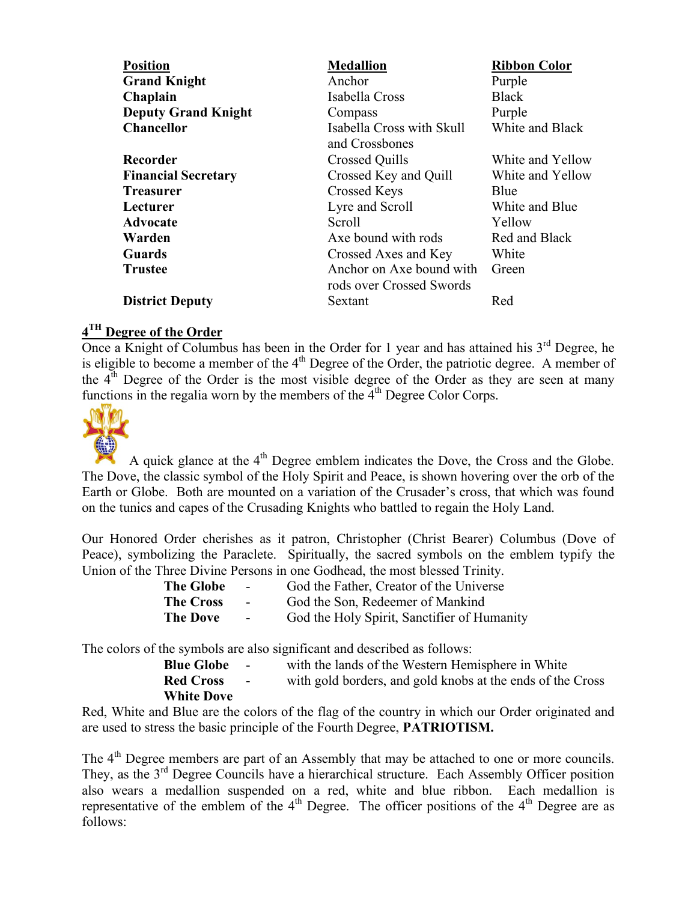| Position | Medallion | Ribbon Color |
|---|---|---|
| **Grand Knight** | Anchor | Purple |
| **Chaplain** | Isabella Cross | Black |
| **Deputy Grand Knight** | Compass | Purple |
| **Chancellor** | Isabella Cross with Skull and Crossbones | White and Black |
| **Recorder** | Crossed Quills | White and Yellow |
| **Financial Secretary** | Crossed Key and Quill | White and Yellow |
| **Treasurer** | Crossed Keys | Blue |
| **Lecturer** | Lyre and Scroll | White and Blue |
| **Advocate** | Scroll | Yellow |
| **Warden** | Axe bound with rods | Red and Black |
| **Guards** | Crossed Axes and Key | White |
| **Trustee** | Anchor on Axe bound with rods over Crossed Swords | Green |
| **District Deputy** | Sextant | Red |

## 4TH Degree of the Order

Once a Knight of Columbus has been in the Order for 1 year and has attained his 3rd Degree, he is eligible to become a member of the 4th Degree of the Order, the patriotic degree. A member of the 4th Degree of the Order is the most visible degree of the Order as they are seen at many functions in the regalia worn by the members of the 4th Degree Color Corps.

A quick glance at the 4th Degree emblem indicates the Dove, the Cross and the Globe. The Dove, the classic symbol of the Holy Spirit and Peace, is shown hovering over the orb of the Earth or Globe. Both are mounted on a variation of the Crusader's cross, that which was found on the tunics and capes of the Crusading Knights who battled to regain the Holy Land.

Our Honored Order cherishes as it patron, Christopher (Christ Bearer) Columbus (Dove of Peace), symbolizing the Paraclete. Spiritually, the sacred symbols on the emblem typify the Union of the Three Divine Persons in one Godhead, the most blessed Trinity.

- **The Globe** - God the Father, Creator of the Universe
- **The Cross** - God the Son, Redeemer of Mankind
- **The Dove** - God the Holy Spirit, Sanctifier of Humanity

The colors of the symbols are also significant and described as follows:

- **Blue Globe** - with the lands of the Western Hemisphere in White
- **Red Cross** - with gold borders, and gold knobs at the ends of the Cross
- **White Dove**

Red, White and Blue are the colors of the flag of the country in which our Order originated and are used to stress the basic principle of the Fourth Degree, **PATRIOTISM.**

The 4th Degree members are part of an Assembly that may be attached to one or more councils. They, as the 3rd Degree Councils have a hierarchical structure. Each Assembly Officer position also wears a medallion suspended on a red, white and blue ribbon. Each medallion is representative of the emblem of the 4th Degree. The officer positions of the 4th Degree are as follows: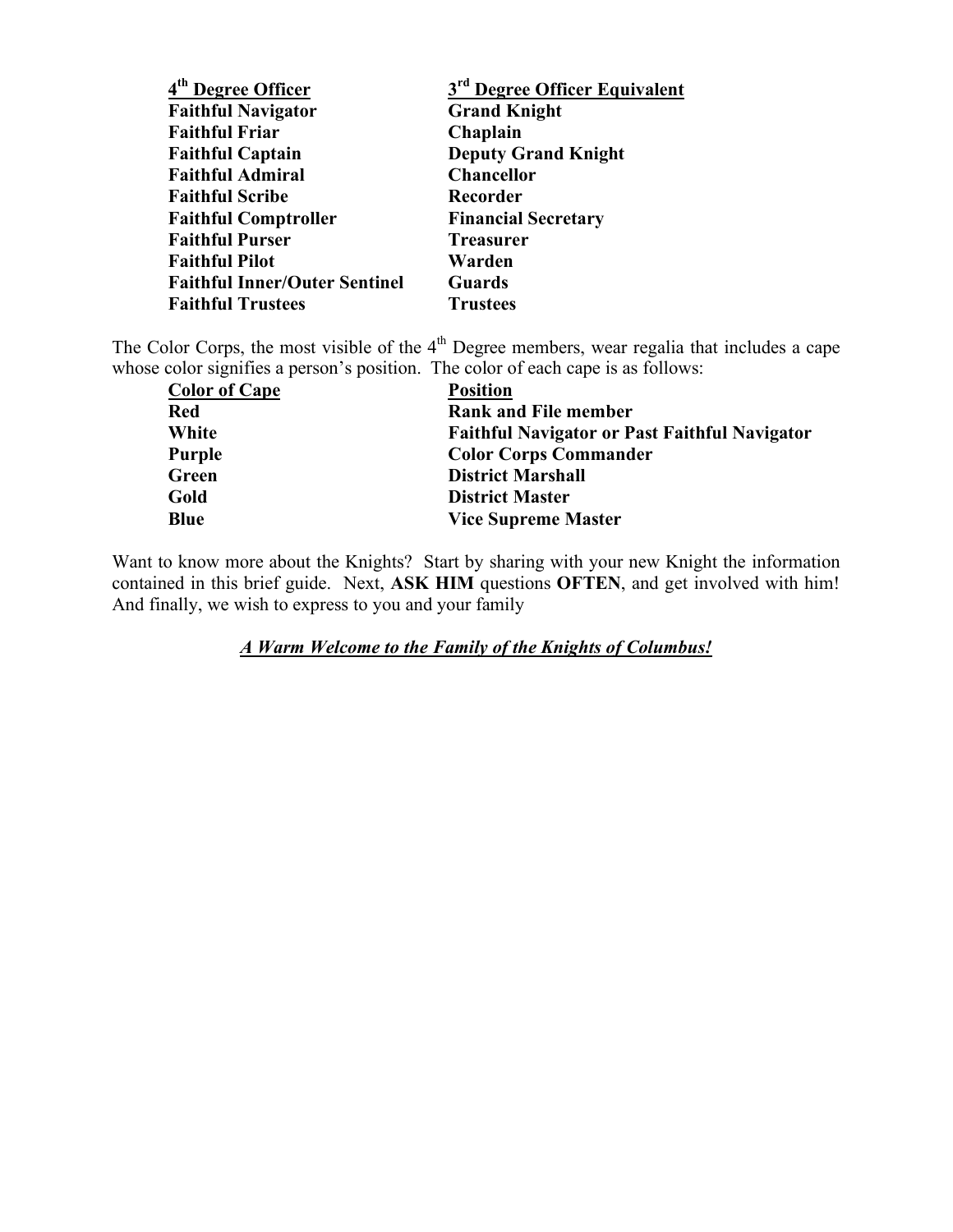| 4th Degree Officer | 3rd Degree Officer Equivalent |
| --- | --- |
| **Faithful Navigator** | **Grand Knight** |
| **Faithful Friar** | **Chaplain** |
| **Faithful Captain** | **Deputy Grand Knight** |
| **Faithful Admiral** | **Chancellor** |
| **Faithful Scribe** | **Recorder** |
| **Faithful Comptroller** | **Financial Secretary** |
| **Faithful Purser** | **Treasurer** |
| **Faithful Pilot** | **Warden** |
| **Faithful Inner/Outer Sentinel** | **Guards** |
| **Faithful Trustees** | **Trustees** |

The Color Corps, the most visible of the 4th Degree members, wear regalia that includes a cape whose color signifies a person's position. The color of each cape is as follows:

| Color of Cape | Position |
| --- | --- |
| **Red** | **Rank and File member** |
| **White** | **Faithful Navigator or Past Faithful Navigator** |
| **Purple** | **Color Corps Commander** |
| **Green** | **District Marshall** |
| **Gold** | **District Master** |
| **Blue** | **Vice Supreme Master** |

Want to know more about the Knights? Start by sharing with your new Knight the information contained in this brief guide. Next, **ASK HIM** questions **OFTEN**, and get involved with him! And finally, we wish to express to you and your family

***A Warm Welcome to the Family of the Knights of Columbus!***